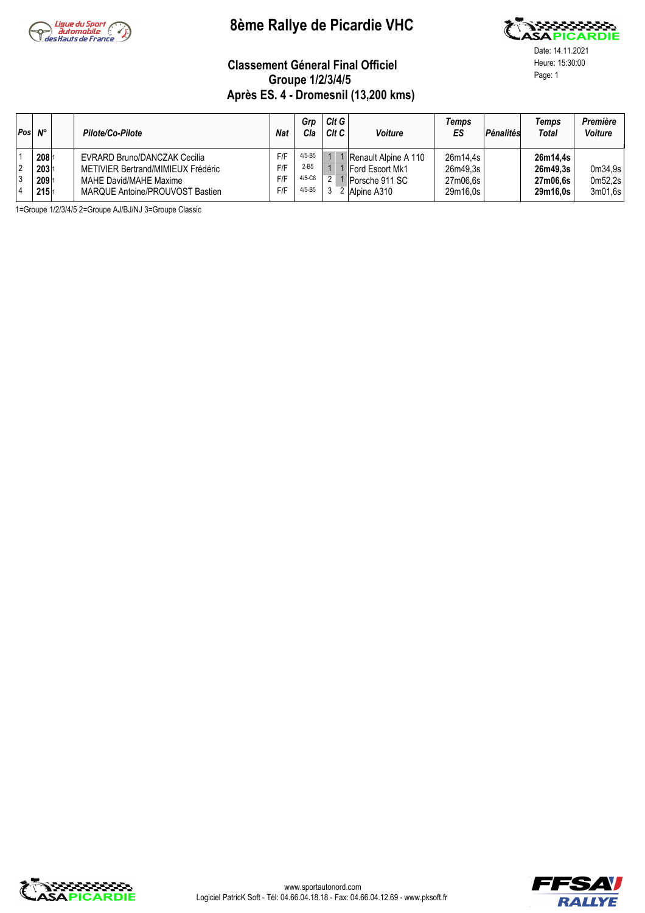# 8ème Rallye de Picardie VHC

Date: 14.11.2021
Heure: 15:30:00

## Classement Géneral Final Officiel
## Groupe 1/2/3/4/5
## Après ES. 4 - Dromesnil (13,200 kms)

| Pos | N° | | Pilote/Co-Pilote | Nat | Grp Cla | Clt G | Clt C | Voiture | Temps ES | Pénalités | Temps Total | Première Voiture |
|---|---|---|---|---|---|---|---|---|---|---|---|---|
| 1 | **208** | 1 | EVRARD Bruno/DANCZAK Cecilia | F/F | 4/5-B5 | 1 | 1 | Renault Alpine A 110 | 26m14,4s | | **26m14,4s** | |
| 2 | **203** | 1 | METIVIER Bertrand/MIMIEUX Frédéric | F/F | 2-B5 | 1 | 1 | Ford Escort Mk1 | 26m49,3s | | **26m49,3s** | 0m34,9s |
| 3 | **209** | 1 | MAHE David/MAHE Maxime | F/F | 4/5-C8 | 2 | 1 | Porsche 911 SC | 27m06,6s | | **27m06,6s** | 0m52,2s |
| 4 | **215** | 1 | MARQUE Antoine/PROUVOST Bastien | F/F | 4/5-B5 | 3 | 2 | Alpine A310 | 29m16,0s | | **29m16,0s** | 3m01,6s |

1=Groupe 1/2/3/4/5 2=Groupe AJ/BJ/NJ 3=Groupe Classic

www.sportautonord.com
Logiciel PatricK Soft - Tél: 04.66.04.18.18 - Fax: 04.66.04.12.69 - www.pksoft.fr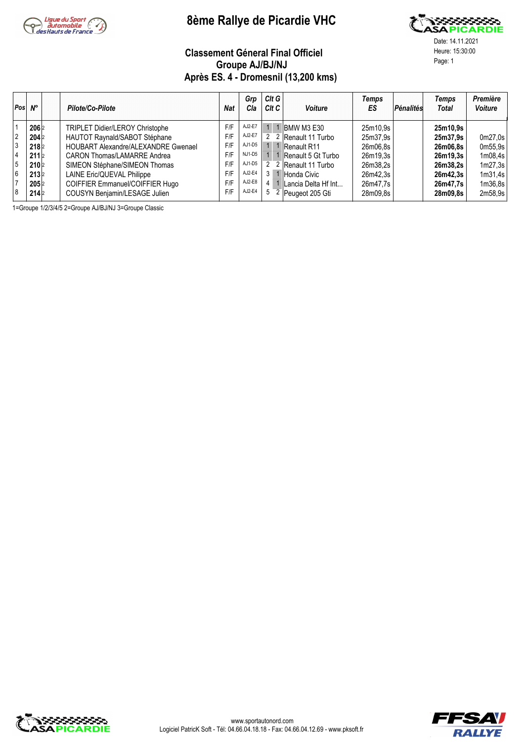# 8ème Rallye de Picardie VHC

Date: 14.11.2021
Heure: 15:30:00
Page: 1

## Classement Géneral Final Officiel
## Groupe AJ/BJ/NJ
## Après ES. 4 - Dromesnil (13,200 kms)

| Pos | N° | | Pilote/Co-Pilote | Nat | Grp Cla | Clt G | Clt C | Voiture | Temps ES | Pénalités | Temps Total | Première Voiture |
|---|---|---|---|---|---|---|---|---|---|---|---|---|
| 1 | 206 | 2 | TRIPLET Didier/LEROY Christophe | F/F | AJ2-E7 | 1 | 1 | BMW M3 E30 | 25m10,9s | | **25m10,9s** | |
| 2 | 204 | 2 | HAUTOT Raynald/SABOT Stéphane | F/F | AJ2-E7 | 2 | 2 | Renault 11 Turbo | 25m37,9s | | **25m37,9s** | 0m27,0s |
| 3 | 218 | 2 | HOUBART Alexandre/ALEXANDRE Gwenael | F/F | AJ1-D5 | 1 | 1 | Renault R11 | 26m06,8s | | **26m06,8s** | 0m55,9s |
| 4 | 211 | 2 | CARON Thomas/LAMARRE Andrea | F/F | NJ1-D5 | 1 | 1 | Renault 5 Gt Turbo | 26m19,3s | | **26m19,3s** | 1m08,4s |
| 5 | 210 | 2 | SIMEON Stéphane/SIMEON Thomas | F/F | AJ1-D5 | 2 | 2 | Renault 11 Turbo | 26m38,2s | | **26m38,2s** | 1m27,3s |
| 6 | 213 | 2 | LAINE Eric/QUEVAL Philippe | F/F | AJ2-E4 | 3 | 1 | Honda Civic | 26m42,3s | | **26m42,3s** | 1m31,4s |
| 7 | 205 | 2 | COIFFIER Emmanuel/COIFFIER Hugo | F/F | AJ2-E8 | 4 | 1 | Lancia Delta Hf Int... | 26m47,7s | | **26m47,7s** | 1m36,8s |
| 8 | 214 | 2 | COUSYN Benjamin/LESAGE Julien | F/F | AJ2-E4 | 5 | 2 | Peugeot 205 Gti | 28m09,8s | | **28m09,8s** | 2m58,9s |

1=Groupe 1/2/3/4/5 2=Groupe AJ/BJ/NJ 3=Groupe Classic

www.sportautonord.com
Logiciel PatricK Soft - Tél: 04.66.04.18.18 - Fax: 04.66.04.12.69 - www.pksoft.fr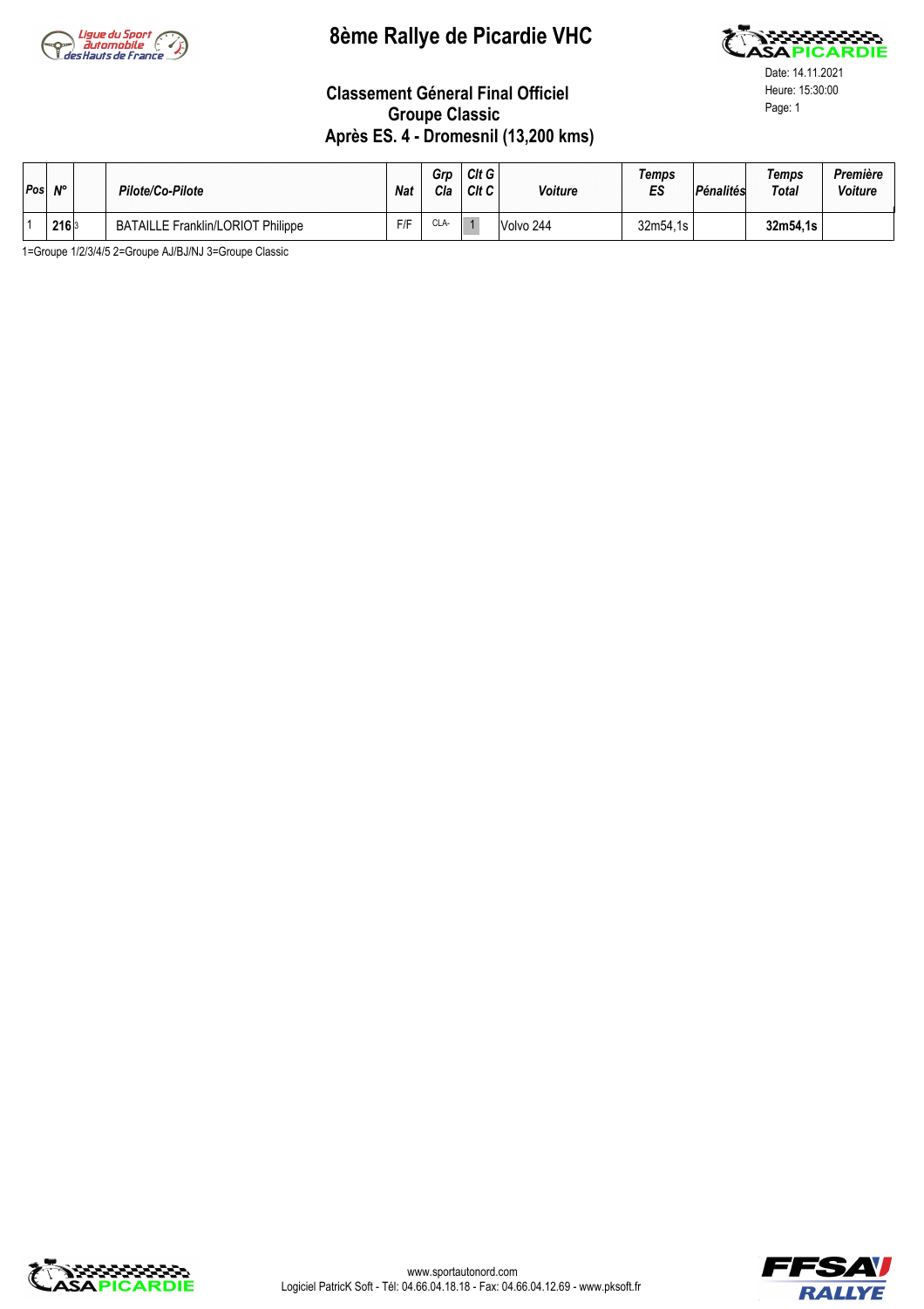# 8ème Rallye de Picardie VHC

Date: 14.11.2021
Heure: 15:30:00

## Classement Géneral Final Officiel
## Groupe Classic
## Après ES. 4 - Dromesnil (13,200 kms)

| Pos | N° | | Pilote/Co-Pilote | Nat | Grp Cla | Clt G Clt C | Voiture | Temps ES | Pénalités | Temps Total | Première Voiture |
|---|---|---|---|---|---|---|---|---|---|---|---|
| 1 | **216** | 3 | BATAILLE Franklin/LORIOT Philippe | F/F | CLA- | 1 | Volvo 244 | 32m54,1s | | **32m54,1s** | |

1=Groupe 1/2/3/4/5 2=Groupe AJ/BJ/NJ 3=Groupe Classic

www.sportautonord.com
Logiciel PatricK Soft - Tél: 04.66.04.18.18 - Fax: 04.66.04.12.69 - www.pksoft.fr